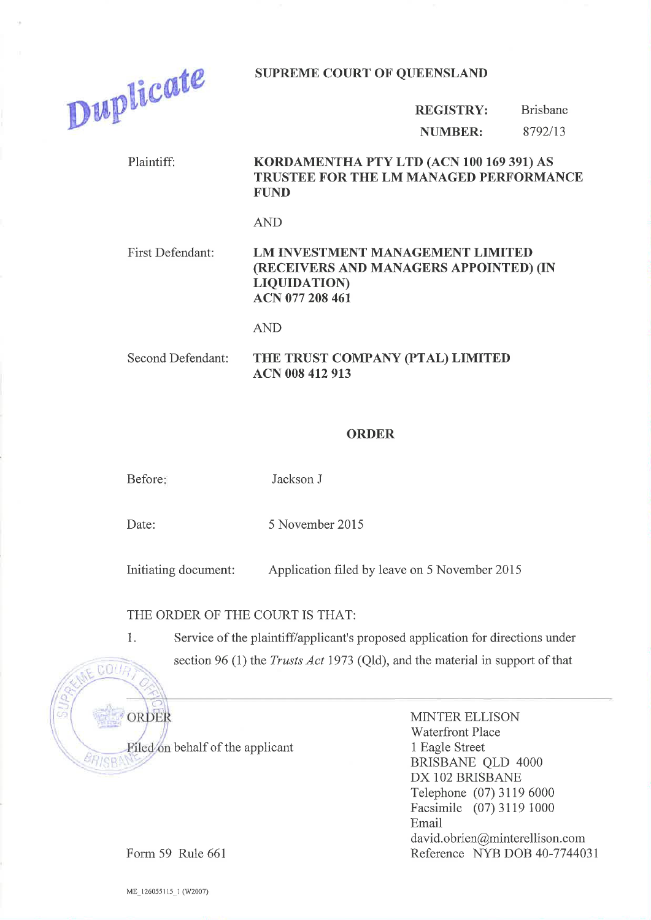Duplicate

**SUPREME COURT OF QUEENSLAND**

| | |
|---|---|
| **REGISTRY:** | Brisbane |
| **NUMBER:** | 8792/13 |

Plaintiff: **KORDAMENTHA PTY LTD (ACN 100 169 391) AS TRUSTEE FOR THE LM MANAGED PERFORMANCE FUND**

AND

First Defendant: **LM INVESTMENT MANAGEMENT LIMITED (RECEIVERS AND MANAGERS APPOINTED) (IN LIQUIDATION) ACN 077 208 461**

AND

Second Defendant: **THE TRUST COMPANY (PTAL) LIMITED ACN 008 412 913**

## ORDER

Before: Jackson J

Date: 5 November 2015

Initiating document: Application filed by leave on 5 November 2015

THE ORDER OF THE COURT IS THAT:

1. Service of the plaintiff/applicant's proposed application for directions under section 96 (1) the *Trusts Act* 1973 (Qld), and the material in support of that

---

ORDER

Filed on behalf of the applicant

Form 59 Rule 661

MINTER ELLISON
Waterfront Place
1 Eagle Street
BRISBANE QLD 4000
DX 102 BRISBANE
Telephone (07) 3119 6000
Facsimile (07) 3119 1000
Email david.obrien@minterellison.com
Reference NYB DOB 40-7744031

ME_126055115_1 (W2007)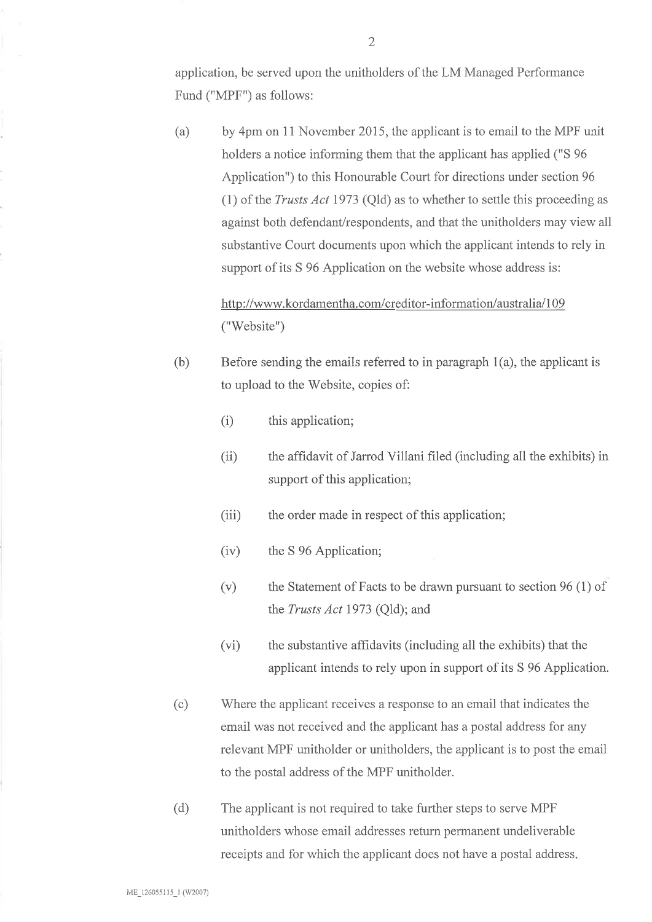application, be served upon the unitholders of the LM Managed Performance Fund ("MPF") as follows:

(a) by 4pm on 11 November 2015, the applicant is to email to the MPF unit holders a notice informing them that the applicant has applied ("S 96 Application") to this Honourable Court for directions under section 96 (1) of the *Trusts Act* 1973 (Qld) as to whether to settle this proceeding as against both defendant/respondents, and that the unitholders may view all substantive Court documents upon which the applicant intends to rely in support of its S 96 Application on the website whose address is:

   http://www.kordamentha.com/creditor-information/australia/109 ("Website")

(b) Before sending the emails referred to in paragraph 1(a), the applicant is to upload to the Website, copies of:

   (i) this application;

   (ii) the affidavit of Jarrod Villani filed (including all the exhibits) in support of this application;

   (iii) the order made in respect of this application;

   (iv) the S 96 Application;

   (v) the Statement of Facts to be drawn pursuant to section 96 (1) of the *Trusts Act* 1973 (Qld); and

   (vi) the substantive affidavits (including all the exhibits) that the applicant intends to rely upon in support of its S 96 Application.

(c) Where the applicant receives a response to an email that indicates the email was not received and the applicant has a postal address for any relevant MPF unitholder or unitholders, the applicant is to post the email to the postal address of the MPF unitholder.

(d) The applicant is not required to take further steps to serve MPF unitholders whose email addresses return permanent undeliverable receipts and for which the applicant does not have a postal address.

ME_126055115_1 (W2007)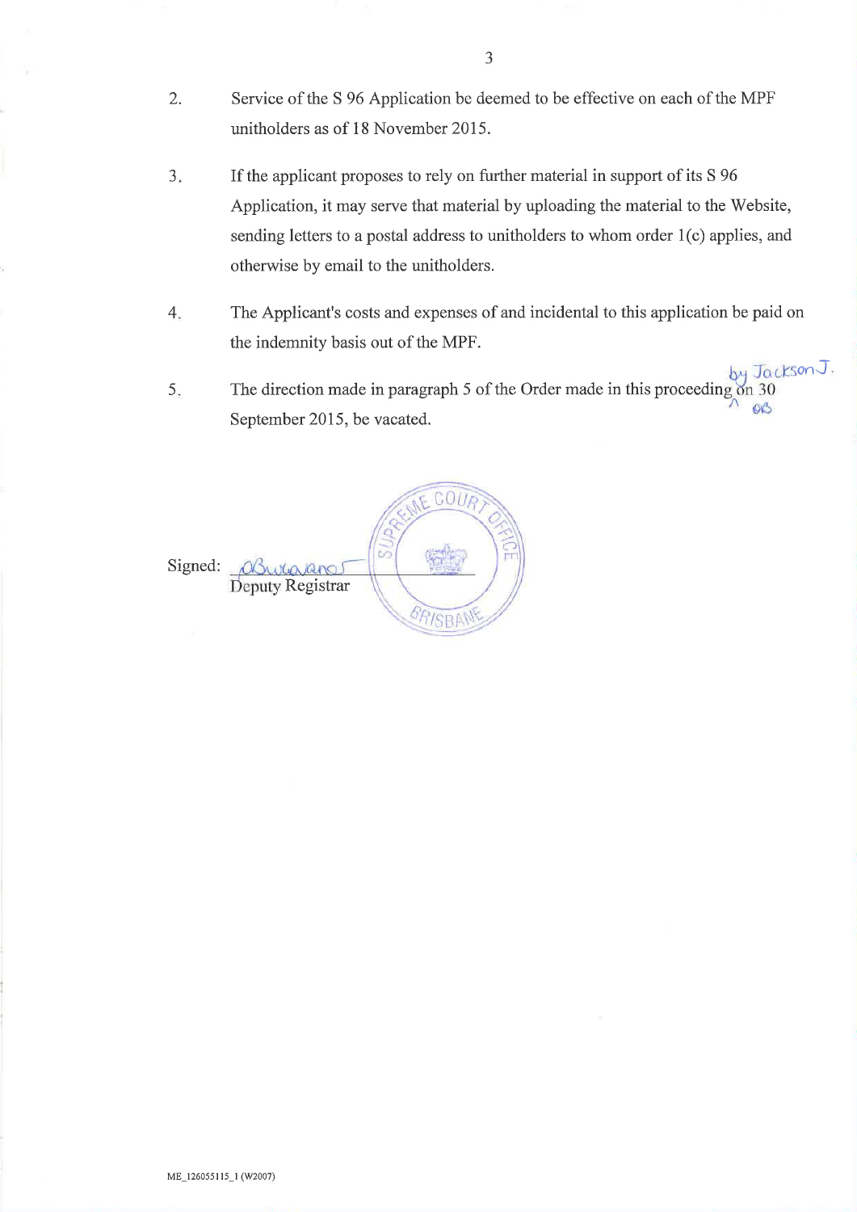2. Service of the S 96 Application be deemed to be effective on each of the MPF unitholders as of 18 November 2015.

3. If the applicant proposes to rely on further material in support of its S 96 Application, it may serve that material by uploading the material to the Website, sending letters to a postal address to unitholders to whom order 1(c) applies, and otherwise by email to the unitholders.

4. The Applicant's costs and expenses of and incidental to this application be paid on the indemnity basis out of the MPF.

5. The direction made in paragraph 5 of the Order made in this proceeding by Jackson J. on 30 September 2015, be vacated.

Signed: ______________
Deputy Registrar

SUPREME COURT OFFICE BRISBANE

ME_126055115_1 (W2007)